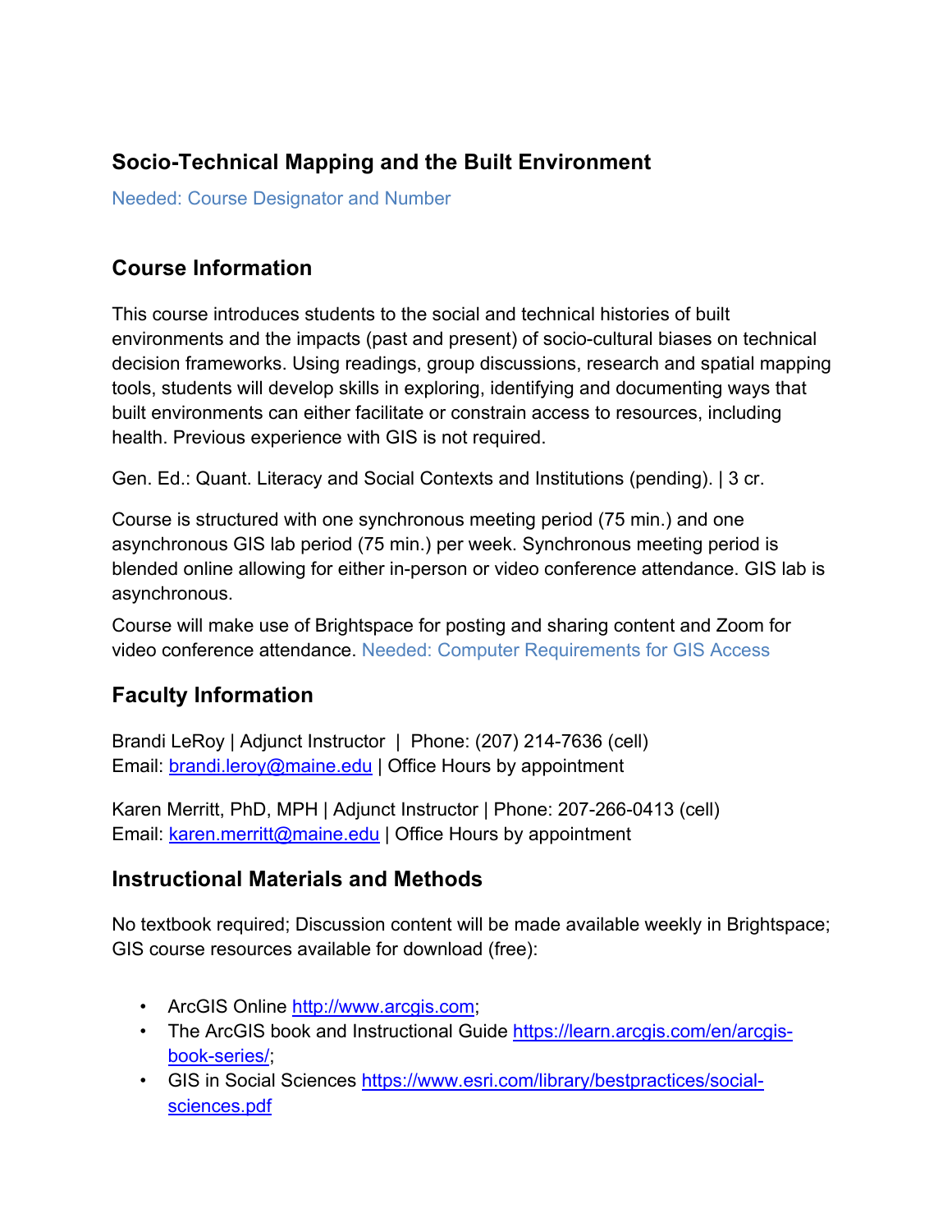## Socio-Technical Mapping and the Built Environment

Needed: Course Designator and Number

## Course Information

This course introduces students to the social and technical histories of built environments and the impacts (past and present) of socio-cultural biases on technical decision frameworks. Using readings, group discussions, research and spatial mapping tools, students will develop skills in exploring, identifying and documenting ways that built environments can either facilitate or constrain access to resources, including health. Previous experience with GIS is not required.

Gen. Ed.: Quant. Literacy and Social Contexts and Institutions (pending). | 3 cr.

Course is structured with one synchronous meeting period (75 min.) and one asynchronous GIS lab period (75 min.) per week. Synchronous meeting period is blended online allowing for either in-person or video conference attendance. GIS lab is asynchronous.

Course will make use of Brightspace for posting and sharing content and Zoom for video conference attendance. Needed: Computer Requirements for GIS Access

## Faculty Information

Brandi LeRoy | Adjunct Instructor | Phone: (207) 214-7636 (cell)
Email: brandi.leroy@maine.edu | Office Hours by appointment

Karen Merritt, PhD, MPH | Adjunct Instructor | Phone: 207-266-0413 (cell)
Email: karen.merritt@maine.edu | Office Hours by appointment

## Instructional Materials and Methods

No textbook required; Discussion content will be made available weekly in Brightspace; GIS course resources available for download (free):

- ArcGIS Online http://www.arcgis.com;
- The ArcGIS book and Instructional Guide https://learn.arcgis.com/en/arcgis-book-series/;
- GIS in Social Sciences https://www.esri.com/library/bestpractices/social-sciences.pdf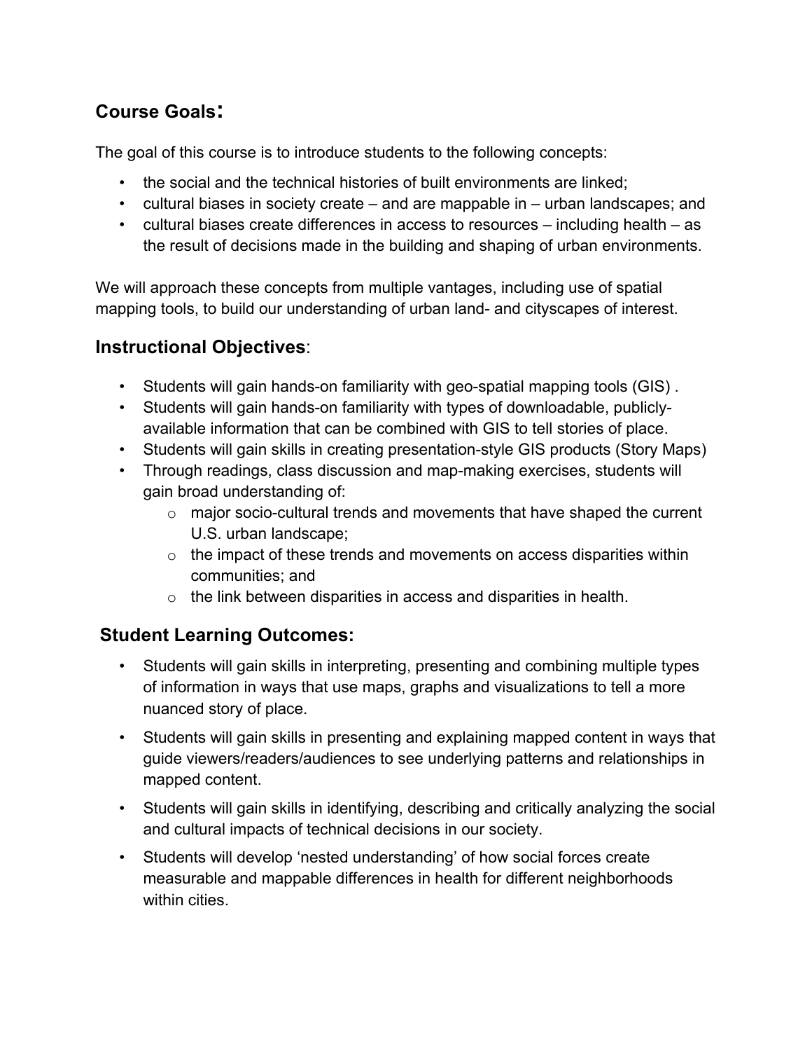## Course Goals:

The goal of this course is to introduce students to the following concepts:

- the social and the technical histories of built environments are linked;
- cultural biases in society create – and are mappable in – urban landscapes; and
- cultural biases create differences in access to resources – including health – as the result of decisions made in the building and shaping of urban environments.

We will approach these concepts from multiple vantages, including use of spatial mapping tools, to build our understanding of urban land- and cityscapes of interest.

## Instructional Objectives:

- Students will gain hands-on familiarity with geo-spatial mapping tools (GIS) .
- Students will gain hands-on familiarity with types of downloadable, publicly-available information that can be combined with GIS to tell stories of place.
- Students will gain skills in creating presentation-style GIS products (Story Maps)
- Through readings, class discussion and map-making exercises, students will gain broad understanding of:
  - major socio-cultural trends and movements that have shaped the current U.S. urban landscape;
  - the impact of these trends and movements on access disparities within communities; and
  - the link between disparities in access and disparities in health.

## Student Learning Outcomes:

- Students will gain skills in interpreting, presenting and combining multiple types of information in ways that use maps, graphs and visualizations to tell a more nuanced story of place.
- Students will gain skills in presenting and explaining mapped content in ways that guide viewers/readers/audiences to see underlying patterns and relationships in mapped content.
- Students will gain skills in identifying, describing and critically analyzing the social and cultural impacts of technical decisions in our society.
- Students will develop 'nested understanding' of how social forces create measurable and mappable differences in health for different neighborhoods within cities.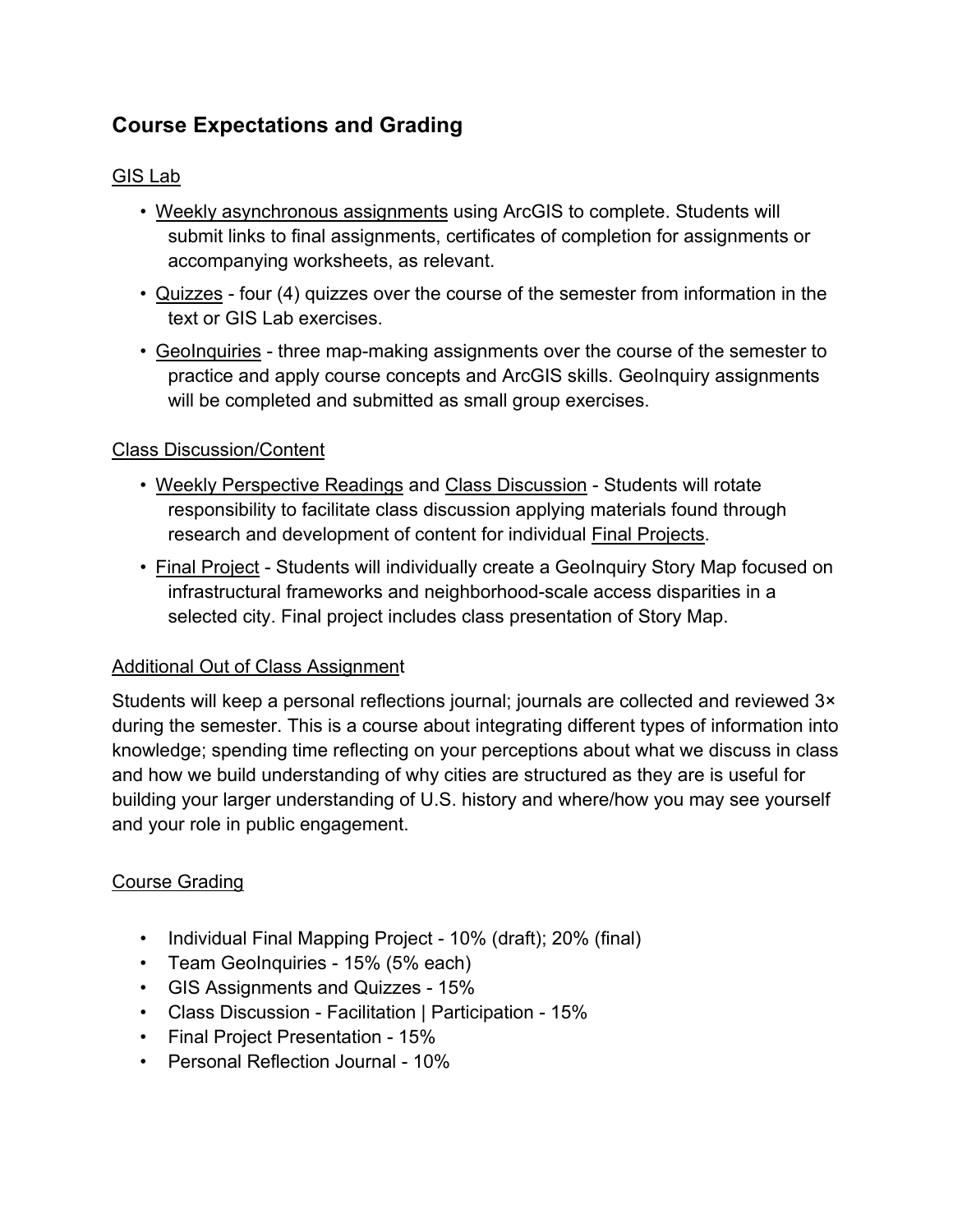## Course Expectations and Grading

GIS Lab

- Weekly asynchronous assignments using ArcGIS to complete. Students will submit links to final assignments, certificates of completion for assignments or accompanying worksheets, as relevant.
- Quizzes - four (4) quizzes over the course of the semester from information in the text or GIS Lab exercises.
- GeoInquiries - three map-making assignments over the course of the semester to practice and apply course concepts and ArcGIS skills. GeoInquiry assignments will be completed and submitted as small group exercises.

Class Discussion/Content

- Weekly Perspective Readings and Class Discussion - Students will rotate responsibility to facilitate class discussion applying materials found through research and development of content for individual Final Projects.
- Final Project - Students will individually create a GeoInquiry Story Map focused on infrastructural frameworks and neighborhood-scale access disparities in a selected city. Final project includes class presentation of Story Map.

Additional Out of Class Assignment

Students will keep a personal reflections journal; journals are collected and reviewed 3× during the semester. This is a course about integrating different types of information into knowledge; spending time reflecting on your perceptions about what we discuss in class and how we build understanding of why cities are structured as they are is useful for building your larger understanding of U.S. history and where/how you may see yourself and your role in public engagement.

Course Grading

- Individual Final Mapping Project - 10% (draft); 20% (final)
- Team GeoInquiries - 15% (5% each)
- GIS Assignments and Quizzes - 15%
- Class Discussion - Facilitation | Participation - 15%
- Final Project Presentation - 15%
- Personal Reflection Journal - 10%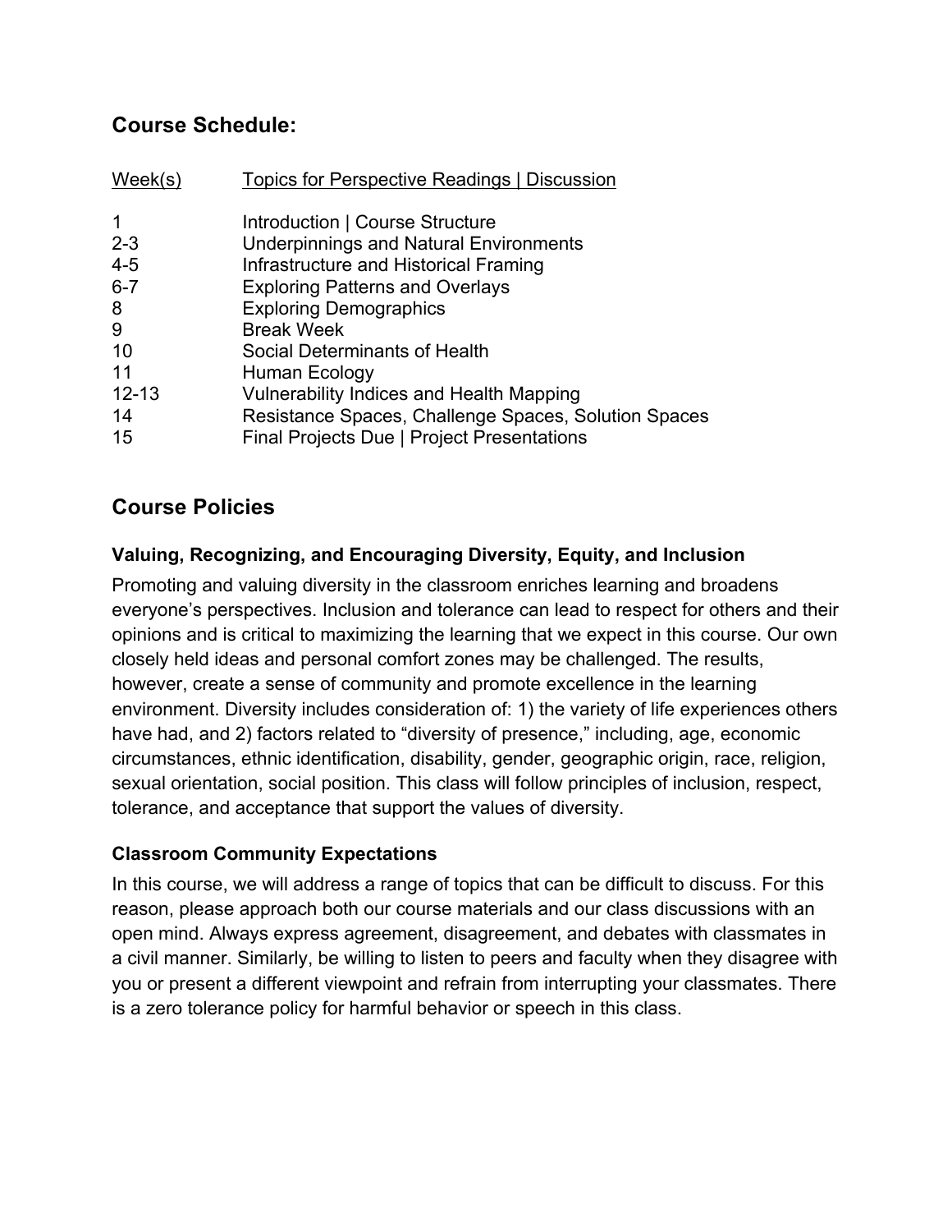## Course Schedule:

| Week(s) | Topics for Perspective Readings \| Discussion |
|---|---|
| 1 | Introduction \| Course Structure |
| 2-3 | Underpinnings and Natural Environments |
| 4-5 | Infrastructure and Historical Framing |
| 6-7 | Exploring Patterns and Overlays |
| 8 | Exploring Demographics |
| 9 | Break Week |
| 10 | Social Determinants of Health |
| 11 | Human Ecology |
| 12-13 | Vulnerability Indices and Health Mapping |
| 14 | Resistance Spaces, Challenge Spaces, Solution Spaces |
| 15 | Final Projects Due \| Project Presentations |

## Course Policies

### Valuing, Recognizing, and Encouraging Diversity, Equity, and Inclusion

Promoting and valuing diversity in the classroom enriches learning and broadens everyone's perspectives. Inclusion and tolerance can lead to respect for others and their opinions and is critical to maximizing the learning that we expect in this course. Our own closely held ideas and personal comfort zones may be challenged. The results, however, create a sense of community and promote excellence in the learning environment. Diversity includes consideration of: 1) the variety of life experiences others have had, and 2) factors related to "diversity of presence," including, age, economic circumstances, ethnic identification, disability, gender, geographic origin, race, religion, sexual orientation, social position. This class will follow principles of inclusion, respect, tolerance, and acceptance that support the values of diversity.

### Classroom Community Expectations

In this course, we will address a range of topics that can be difficult to discuss. For this reason, please approach both our course materials and our class discussions with an open mind. Always express agreement, disagreement, and debates with classmates in a civil manner. Similarly, be willing to listen to peers and faculty when they disagree with you or present a different viewpoint and refrain from interrupting your classmates. There is a zero tolerance policy for harmful behavior or speech in this class.